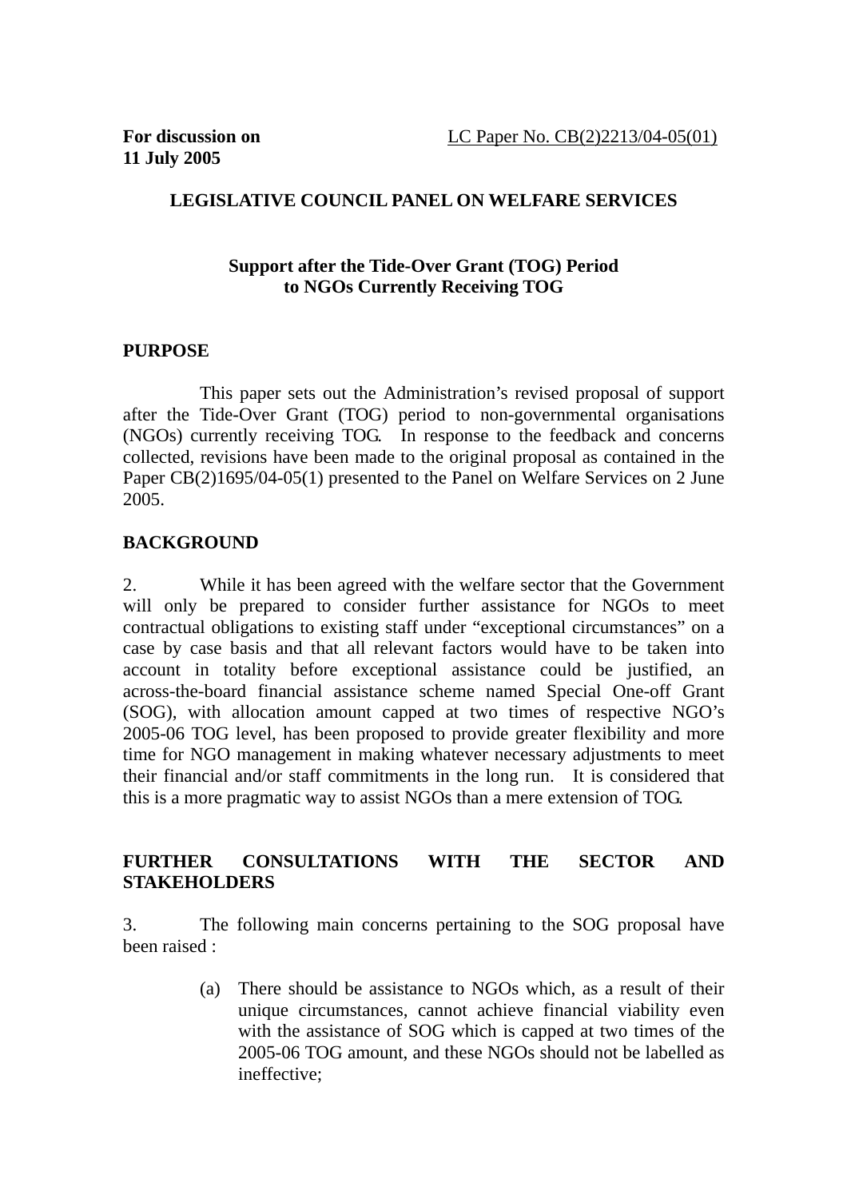**For discussion on 11 July 2005**

LC Paper No. CB(2)2213/04-05(01)

## LEGISLATIVE COUNCIL PANEL ON WELFARE SERVICES

### Support after the Tide-Over Grant (TOG) Period to NGOs Currently Receiving TOG

### PURPOSE

This paper sets out the Administration's revised proposal of support after the Tide-Over Grant (TOG) period to non-governmental organisations (NGOs) currently receiving TOG. In response to the feedback and concerns collected, revisions have been made to the original proposal as contained in the Paper CB(2)1695/04-05(1) presented to the Panel on Welfare Services on 2 June 2005.

### BACKGROUND

2. While it has been agreed with the welfare sector that the Government will only be prepared to consider further assistance for NGOs to meet contractual obligations to existing staff under "exceptional circumstances" on a case by case basis and that all relevant factors would have to be taken into account in totality before exceptional assistance could be justified, an across-the-board financial assistance scheme named Special One-off Grant (SOG), with allocation amount capped at two times of respective NGO's 2005-06 TOG level, has been proposed to provide greater flexibility and more time for NGO management in making whatever necessary adjustments to meet their financial and/or staff commitments in the long run. It is considered that this is a more pragmatic way to assist NGOs than a mere extension of TOG.

### FURTHER CONSULTATIONS WITH THE SECTOR AND STAKEHOLDERS

3. The following main concerns pertaining to the SOG proposal have been raised :

(a) There should be assistance to NGOs which, as a result of their unique circumstances, cannot achieve financial viability even with the assistance of SOG which is capped at two times of the 2005-06 TOG amount, and these NGOs should not be labelled as ineffective;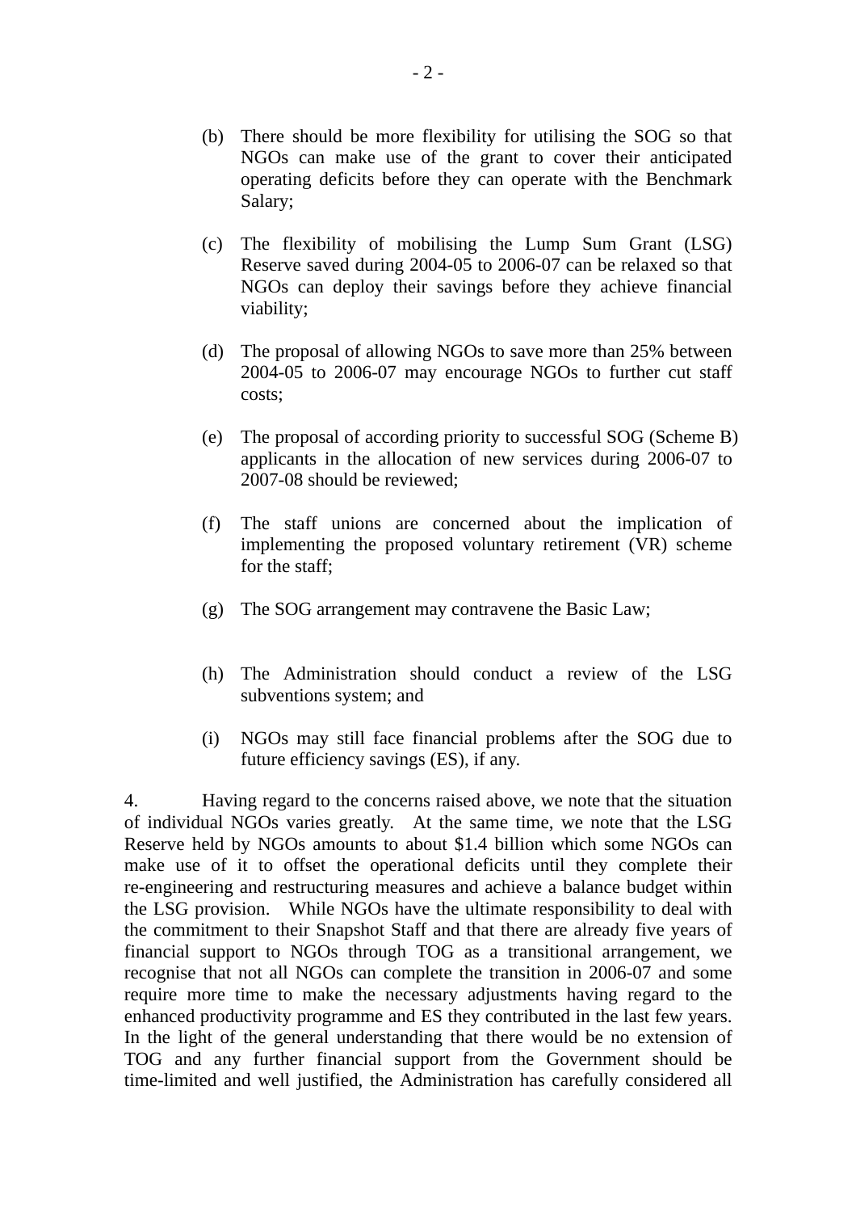(b) There should be more flexibility for utilising the SOG so that NGOs can make use of the grant to cover their anticipated operating deficits before they can operate with the Benchmark Salary;

(c) The flexibility of mobilising the Lump Sum Grant (LSG) Reserve saved during 2004-05 to 2006-07 can be relaxed so that NGOs can deploy their savings before they achieve financial viability;

(d) The proposal of allowing NGOs to save more than 25% between 2004-05 to 2006-07 may encourage NGOs to further cut staff costs;

(e) The proposal of according priority to successful SOG (Scheme B) applicants in the allocation of new services during 2006-07 to 2007-08 should be reviewed;

(f) The staff unions are concerned about the implication of implementing the proposed voluntary retirement (VR) scheme for the staff;

(g) The SOG arrangement may contravene the Basic Law;

(h) The Administration should conduct a review of the LSG subventions system; and

(i) NGOs may still face financial problems after the SOG due to future efficiency savings (ES), if any.

4. Having regard to the concerns raised above, we note that the situation of individual NGOs varies greatly. At the same time, we note that the LSG Reserve held by NGOs amounts to about $1.4 billion which some NGOs can make use of it to offset the operational deficits until they complete their re-engineering and restructuring measures and achieve a balance budget within the LSG provision. While NGOs have the ultimate responsibility to deal with the commitment to their Snapshot Staff and that there are already five years of financial support to NGOs through TOG as a transitional arrangement, we recognise that not all NGOs can complete the transition in 2006-07 and some require more time to make the necessary adjustments having regard to the enhanced productivity programme and ES they contributed in the last few years. In the light of the general understanding that there would be no extension of TOG and any further financial support from the Government should be time-limited and well justified, the Administration has carefully considered all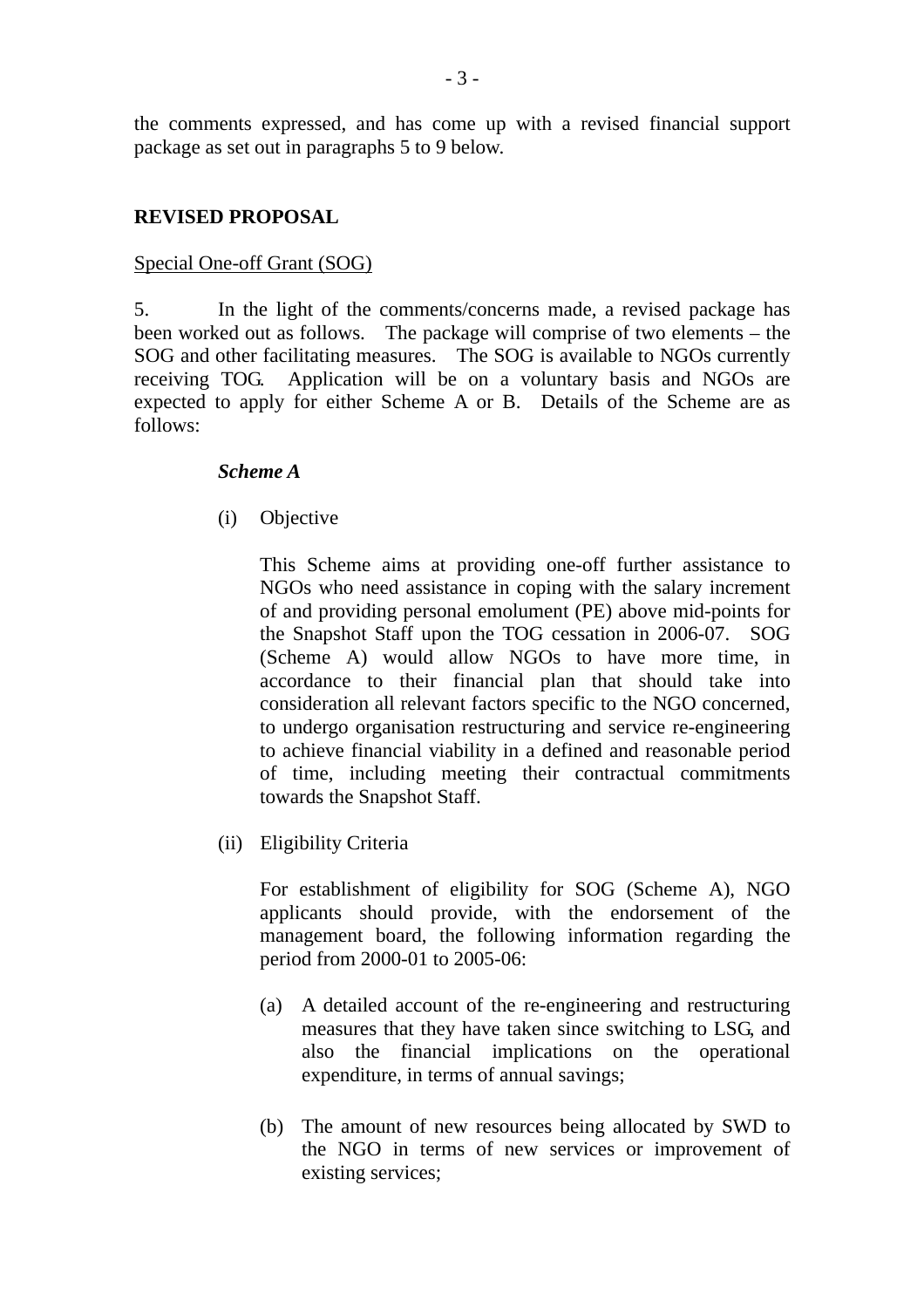the comments expressed, and has come up with a revised financial support package as set out in paragraphs 5 to 9 below.

## REVISED PROPOSAL

Special One-off Grant (SOG)

5. In the light of the comments/concerns made, a revised package has been worked out as follows. The package will comprise of two elements – the SOG and other facilitating measures. The SOG is available to NGOs currently receiving TOG. Application will be on a voluntary basis and NGOs are expected to apply for either Scheme A or B. Details of the Scheme are as follows:

***Scheme A***

(i) Objective

This Scheme aims at providing one-off further assistance to NGOs who need assistance in coping with the salary increment of and providing personal emolument (PE) above mid-points for the Snapshot Staff upon the TOG cessation in 2006-07. SOG (Scheme A) would allow NGOs to have more time, in accordance to their financial plan that should take into consideration all relevant factors specific to the NGO concerned, to undergo organisation restructuring and service re-engineering to achieve financial viability in a defined and reasonable period of time, including meeting their contractual commitments towards the Snapshot Staff.

(ii) Eligibility Criteria

For establishment of eligibility for SOG (Scheme A), NGO applicants should provide, with the endorsement of the management board, the following information regarding the period from 2000-01 to 2005-06:

(a) A detailed account of the re-engineering and restructuring measures that they have taken since switching to LSG, and also the financial implications on the operational expenditure, in terms of annual savings;

(b) The amount of new resources being allocated by SWD to the NGO in terms of new services or improvement of existing services;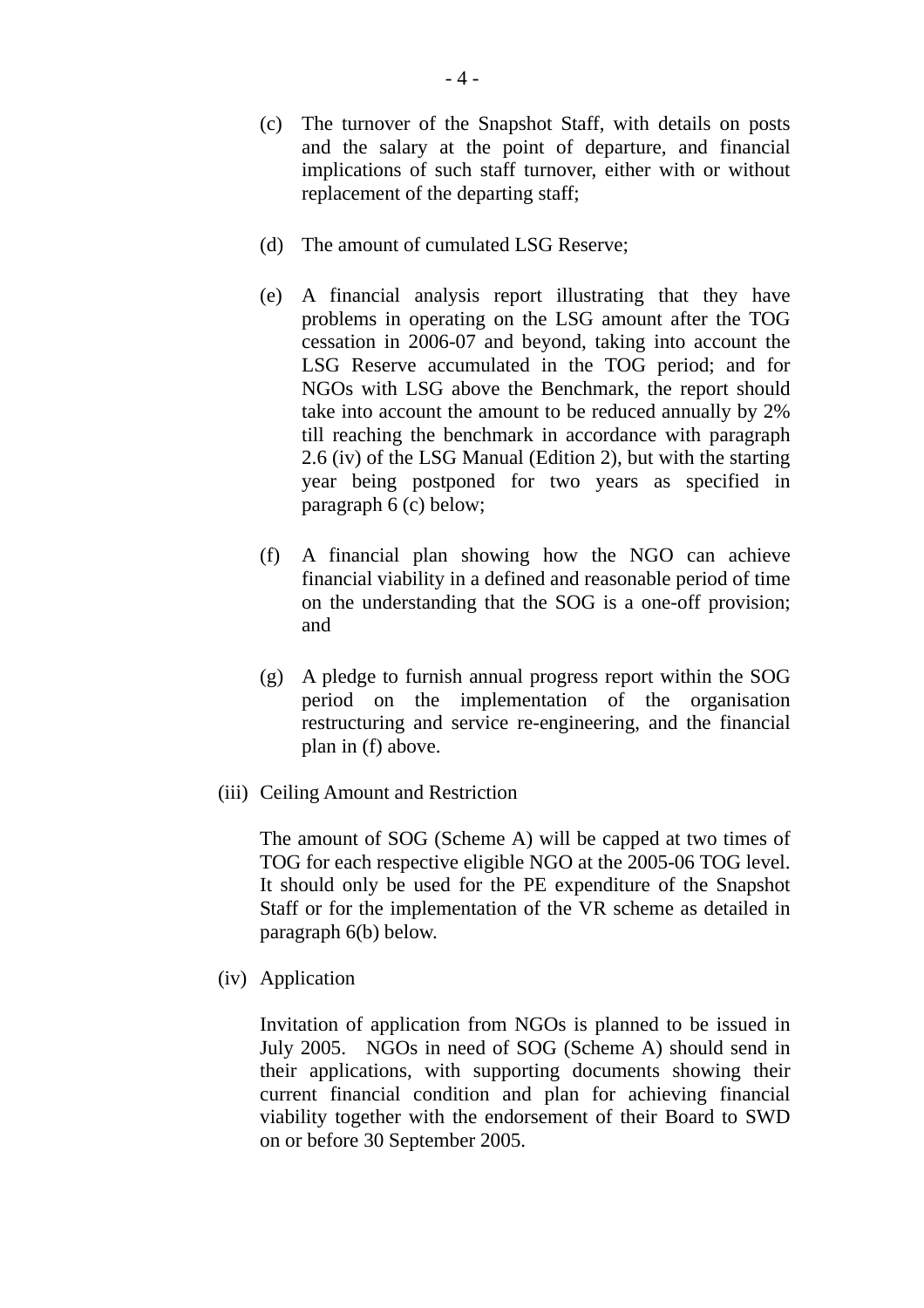(c) The turnover of the Snapshot Staff, with details on posts and the salary at the point of departure, and financial implications of such staff turnover, either with or without replacement of the departing staff;

(d) The amount of cumulated LSG Reserve;

(e) A financial analysis report illustrating that they have problems in operating on the LSG amount after the TOG cessation in 2006-07 and beyond, taking into account the LSG Reserve accumulated in the TOG period; and for NGOs with LSG above the Benchmark, the report should take into account the amount to be reduced annually by 2% till reaching the benchmark in accordance with paragraph 2.6 (iv) of the LSG Manual (Edition 2), but with the starting year being postponed for two years as specified in paragraph 6 (c) below;

(f) A financial plan showing how the NGO can achieve financial viability in a defined and reasonable period of time on the understanding that the SOG is a one-off provision; and

(g) A pledge to furnish annual progress report within the SOG period on the implementation of the organisation restructuring and service re-engineering, and the financial plan in (f) above.

(iii) Ceiling Amount and Restriction

The amount of SOG (Scheme A) will be capped at two times of TOG for each respective eligible NGO at the 2005-06 TOG level. It should only be used for the PE expenditure of the Snapshot Staff or for the implementation of the VR scheme as detailed in paragraph 6(b) below.

(iv) Application

Invitation of application from NGOs is planned to be issued in July 2005. NGOs in need of SOG (Scheme A) should send in their applications, with supporting documents showing their current financial condition and plan for achieving financial viability together with the endorsement of their Board to SWD on or before 30 September 2005.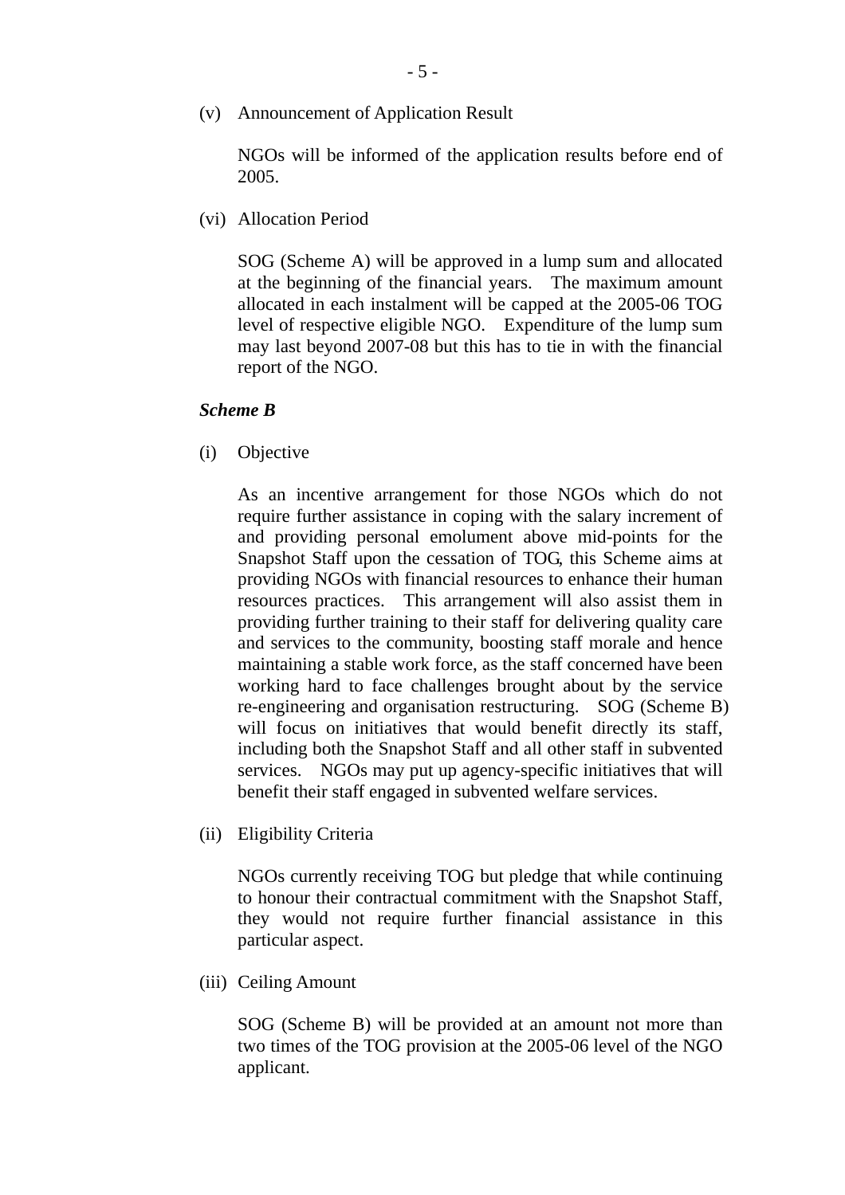(v) Announcement of Application Result

NGOs will be informed of the application results before end of 2005.

(vi) Allocation Period

SOG (Scheme A) will be approved in a lump sum and allocated at the beginning of the financial years. The maximum amount allocated in each instalment will be capped at the 2005-06 TOG level of respective eligible NGO. Expenditure of the lump sum may last beyond 2007-08 but this has to tie in with the financial report of the NGO.

***Scheme B***

(i) Objective

As an incentive arrangement for those NGOs which do not require further assistance in coping with the salary increment of and providing personal emolument above mid-points for the Snapshot Staff upon the cessation of TOG, this Scheme aims at providing NGOs with financial resources to enhance their human resources practices. This arrangement will also assist them in providing further training to their staff for delivering quality care and services to the community, boosting staff morale and hence maintaining a stable work force, as the staff concerned have been working hard to face challenges brought about by the service re-engineering and organisation restructuring. SOG (Scheme B) will focus on initiatives that would benefit directly its staff, including both the Snapshot Staff and all other staff in subvented services. NGOs may put up agency-specific initiatives that will benefit their staff engaged in subvented welfare services.

(ii) Eligibility Criteria

NGOs currently receiving TOG but pledge that while continuing to honour their contractual commitment with the Snapshot Staff, they would not require further financial assistance in this particular aspect.

(iii) Ceiling Amount

SOG (Scheme B) will be provided at an amount not more than two times of the TOG provision at the 2005-06 level of the NGO applicant.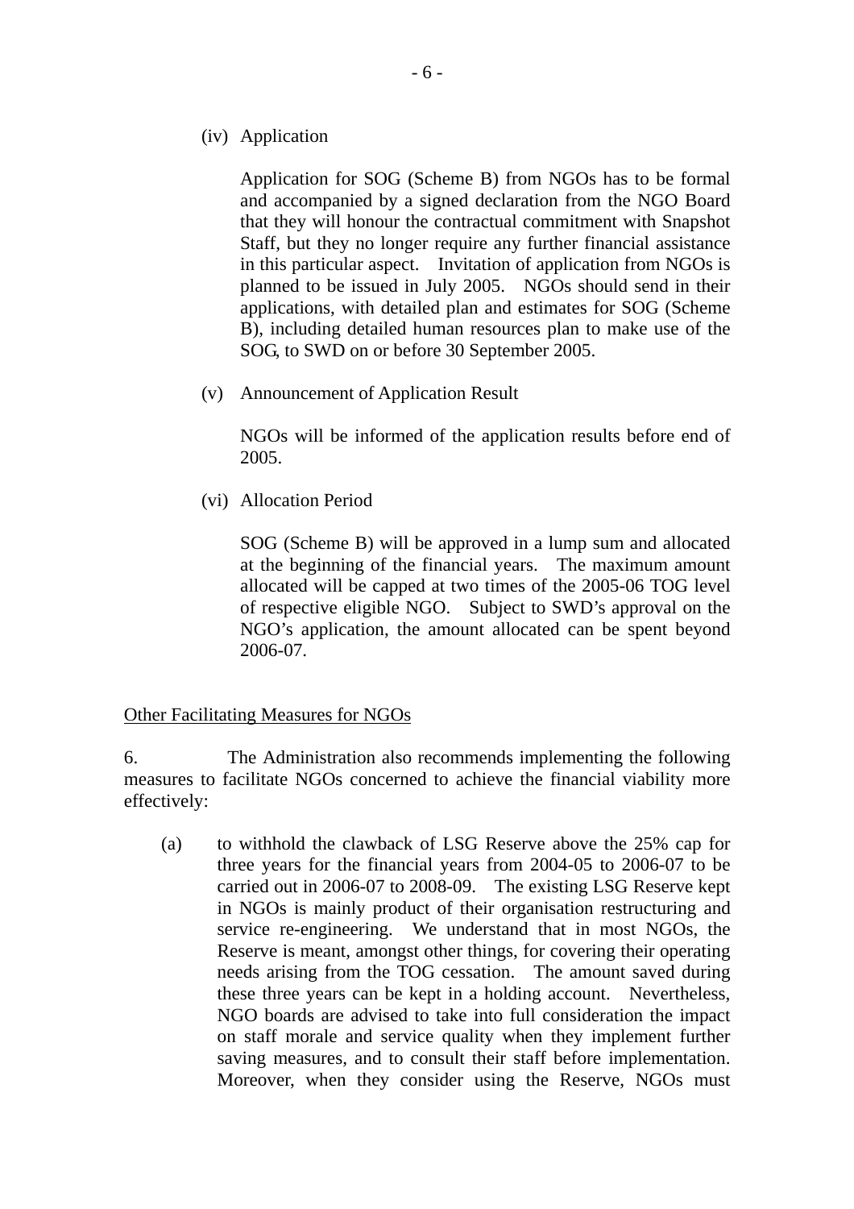(iv) Application

Application for SOG (Scheme B) from NGOs has to be formal and accompanied by a signed declaration from the NGO Board that they will honour the contractual commitment with Snapshot Staff, but they no longer require any further financial assistance in this particular aspect. Invitation of application from NGOs is planned to be issued in July 2005. NGOs should send in their applications, with detailed plan and estimates for SOG (Scheme B), including detailed human resources plan to make use of the SOG, to SWD on or before 30 September 2005.

(v) Announcement of Application Result

NGOs will be informed of the application results before end of 2005.

(vi) Allocation Period

SOG (Scheme B) will be approved in a lump sum and allocated at the beginning of the financial years. The maximum amount allocated will be capped at two times of the 2005-06 TOG level of respective eligible NGO. Subject to SWD's approval on the NGO's application, the amount allocated can be spent beyond 2006-07.

<u>Other Facilitating Measures for NGOs</u>

6. The Administration also recommends implementing the following measures to facilitate NGOs concerned to achieve the financial viability more effectively:

(a) to withhold the clawback of LSG Reserve above the 25% cap for three years for the financial years from 2004-05 to 2006-07 to be carried out in 2006-07 to 2008-09. The existing LSG Reserve kept in NGOs is mainly product of their organisation restructuring and service re-engineering. We understand that in most NGOs, the Reserve is meant, amongst other things, for covering their operating needs arising from the TOG cessation. The amount saved during these three years can be kept in a holding account. Nevertheless, NGO boards are advised to take into full consideration the impact on staff morale and service quality when they implement further saving measures, and to consult their staff before implementation. Moreover, when they consider using the Reserve, NGOs must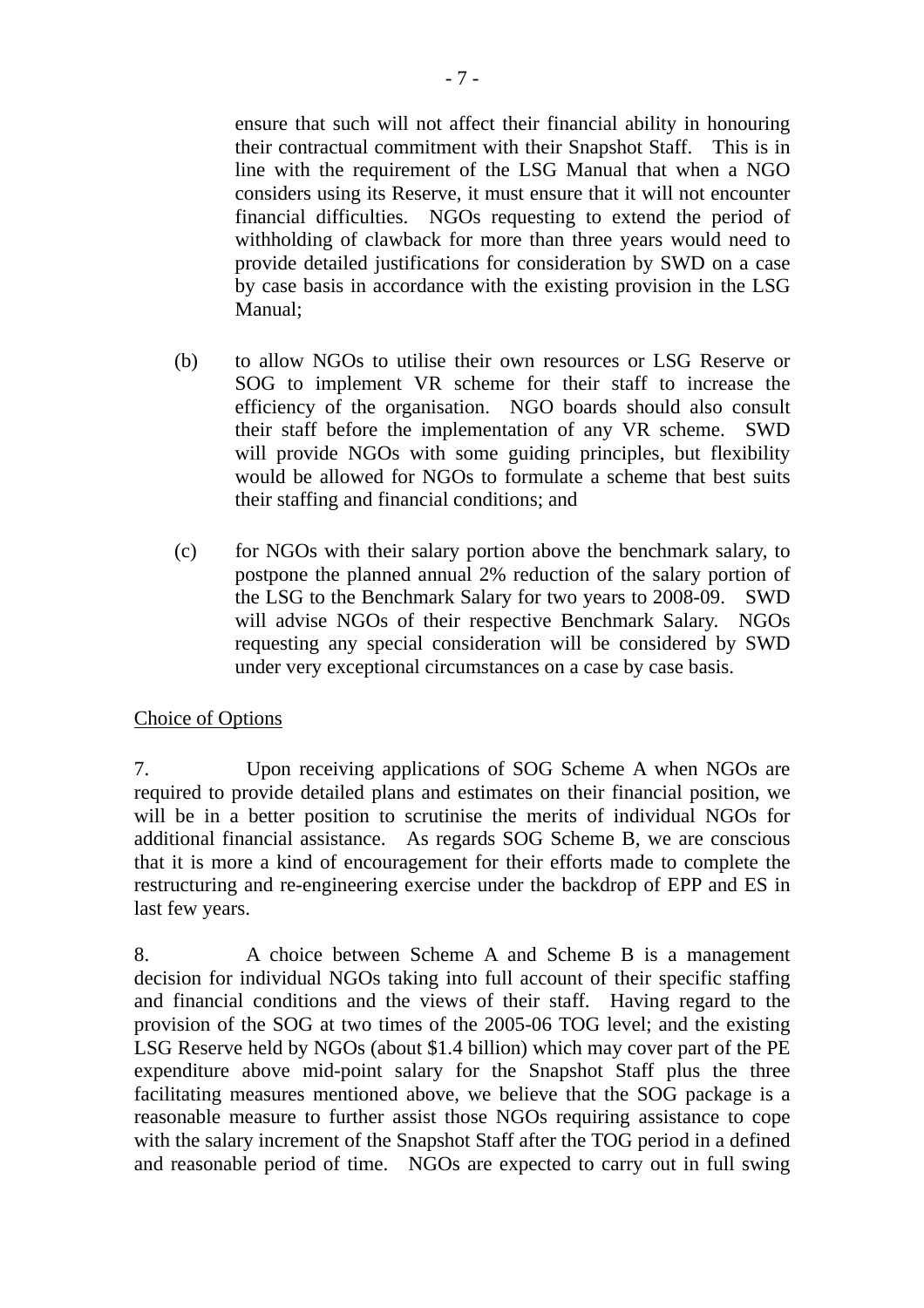ensure that such will not affect their financial ability in honouring their contractual commitment with their Snapshot Staff. This is in line with the requirement of the LSG Manual that when a NGO considers using its Reserve, it must ensure that it will not encounter financial difficulties. NGOs requesting to extend the period of withholding of clawback for more than three years would need to provide detailed justifications for consideration by SWD on a case by case basis in accordance with the existing provision in the LSG Manual;

(b) to allow NGOs to utilise their own resources or LSG Reserve or SOG to implement VR scheme for their staff to increase the efficiency of the organisation. NGO boards should also consult their staff before the implementation of any VR scheme. SWD will provide NGOs with some guiding principles, but flexibility would be allowed for NGOs to formulate a scheme that best suits their staffing and financial conditions; and

(c) for NGOs with their salary portion above the benchmark salary, to postpone the planned annual 2% reduction of the salary portion of the LSG to the Benchmark Salary for two years to 2008-09. SWD will advise NGOs of their respective Benchmark Salary. NGOs requesting any special consideration will be considered by SWD under very exceptional circumstances on a case by case basis.

<u>Choice of Options</u>

7. Upon receiving applications of SOG Scheme A when NGOs are required to provide detailed plans and estimates on their financial position, we will be in a better position to scrutinise the merits of individual NGOs for additional financial assistance. As regards SOG Scheme B, we are conscious that it is more a kind of encouragement for their efforts made to complete the restructuring and re-engineering exercise under the backdrop of EPP and ES in last few years.

8. A choice between Scheme A and Scheme B is a management decision for individual NGOs taking into full account of their specific staffing and financial conditions and the views of their staff. Having regard to the provision of the SOG at two times of the 2005-06 TOG level; and the existing LSG Reserve held by NGOs (about $1.4 billion) which may cover part of the PE expenditure above mid-point salary for the Snapshot Staff plus the three facilitating measures mentioned above, we believe that the SOG package is a reasonable measure to further assist those NGOs requiring assistance to cope with the salary increment of the Snapshot Staff after the TOG period in a defined and reasonable period of time. NGOs are expected to carry out in full swing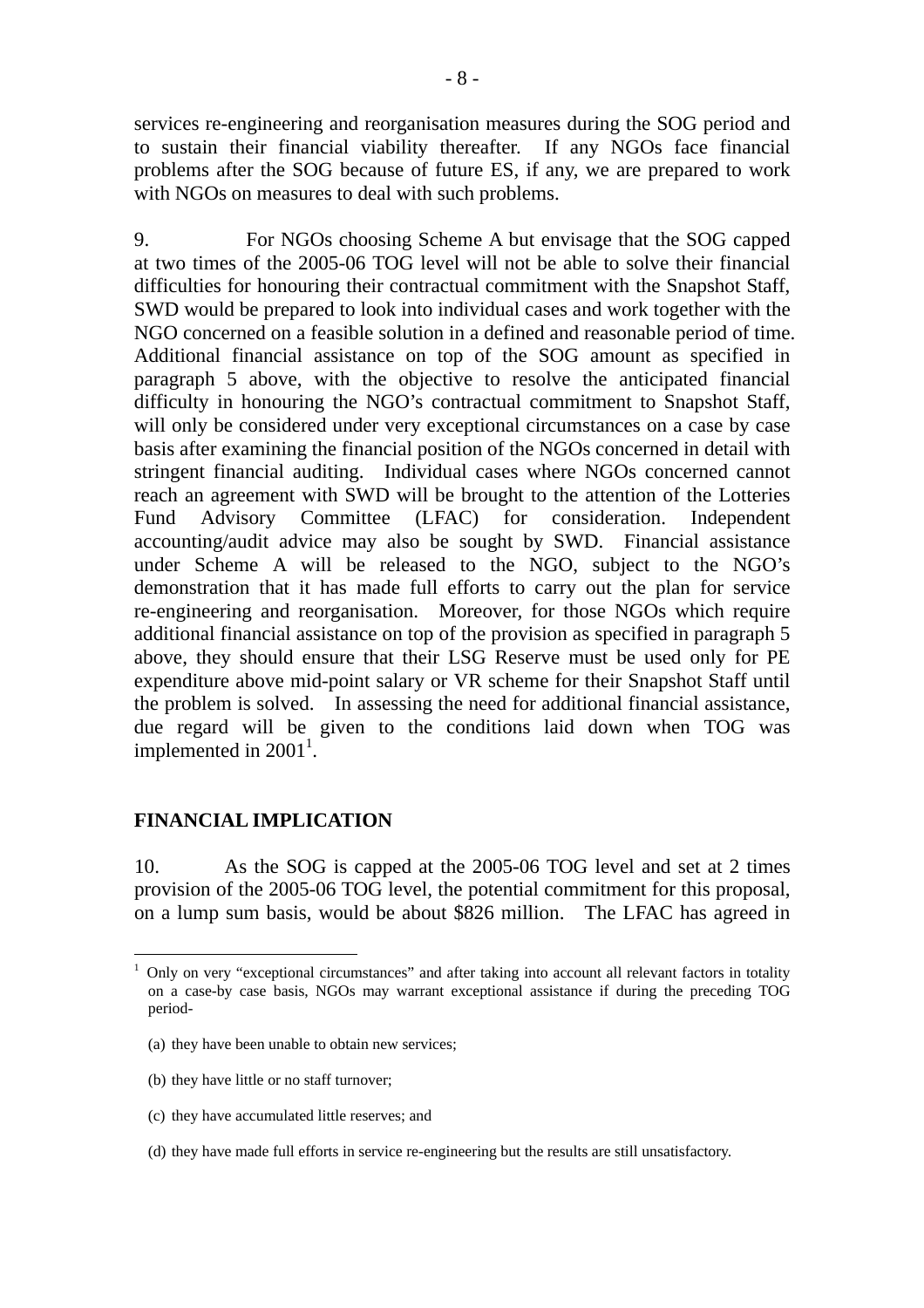services re-engineering and reorganisation measures during the SOG period and to sustain their financial viability thereafter. If any NGOs face financial problems after the SOG because of future ES, if any, we are prepared to work with NGOs on measures to deal with such problems.

9. For NGOs choosing Scheme A but envisage that the SOG capped at two times of the 2005-06 TOG level will not be able to solve their financial difficulties for honouring their contractual commitment with the Snapshot Staff, SWD would be prepared to look into individual cases and work together with the NGO concerned on a feasible solution in a defined and reasonable period of time. Additional financial assistance on top of the SOG amount as specified in paragraph 5 above, with the objective to resolve the anticipated financial difficulty in honouring the NGO's contractual commitment to Snapshot Staff, will only be considered under very exceptional circumstances on a case by case basis after examining the financial position of the NGOs concerned in detail with stringent financial auditing. Individual cases where NGOs concerned cannot reach an agreement with SWD will be brought to the attention of the Lotteries Fund Advisory Committee (LFAC) for consideration. Independent accounting/audit advice may also be sought by SWD. Financial assistance under Scheme A will be released to the NGO, subject to the NGO's demonstration that it has made full efforts to carry out the plan for service re-engineering and reorganisation. Moreover, for those NGOs which require additional financial assistance on top of the provision as specified in paragraph 5 above, they should ensure that their LSG Reserve must be used only for PE expenditure above mid-point salary or VR scheme for their Snapshot Staff until the problem is solved. In assessing the need for additional financial assistance, due regard will be given to the conditions laid down when TOG was implemented in 2001[1].

## FINANCIAL IMPLICATION

10. As the SOG is capped at the 2005-06 TOG level and set at 2 times provision of the 2005-06 TOG level, the potential commitment for this proposal, on a lump sum basis, would be about $826 million. The LFAC has agreed in

---

[1] Only on very "exceptional circumstances" and after taking into account all relevant factors in totality on a case-by case basis, NGOs may warrant exceptional assistance if during the preceding TOG period-

(a) they have been unable to obtain new services;

(b) they have little or no staff turnover;

(c) they have accumulated little reserves; and

(d) they have made full efforts in service re-engineering but the results are still unsatisfactory.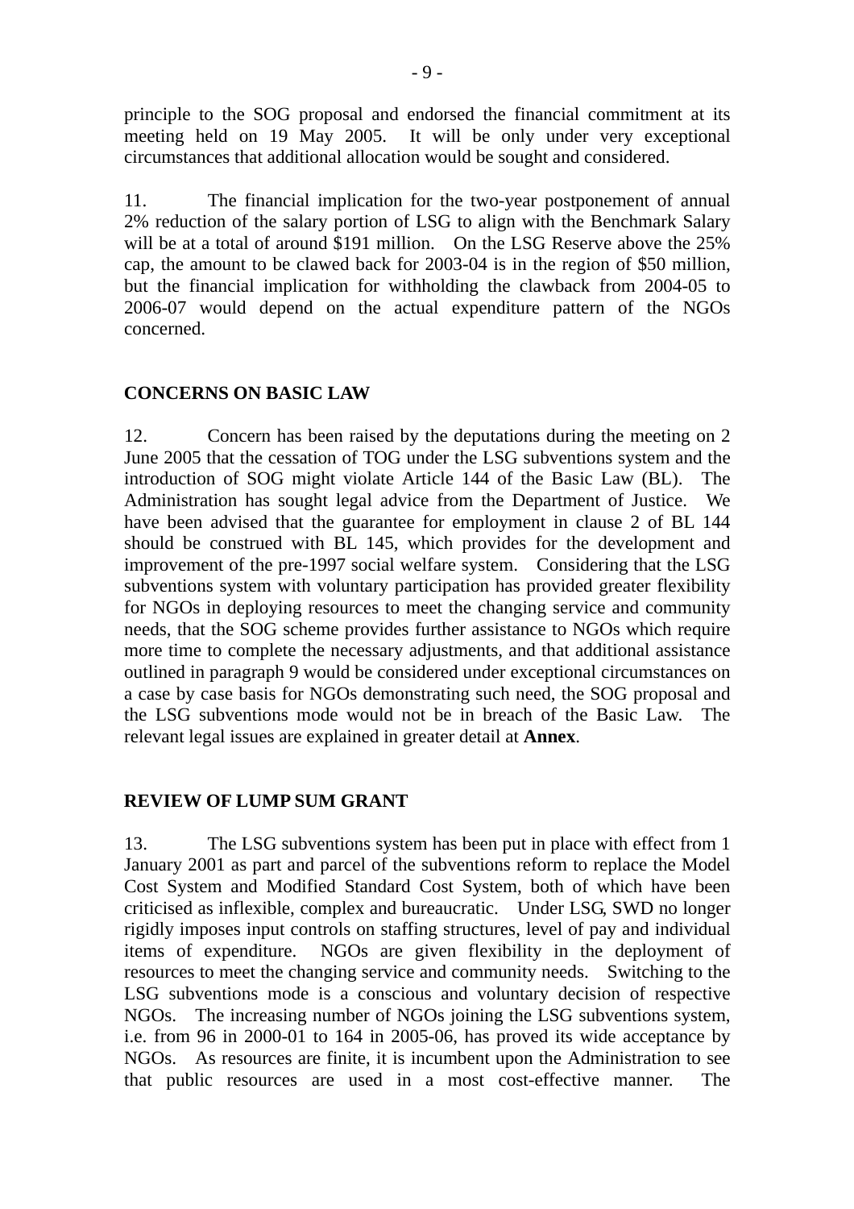principle to the SOG proposal and endorsed the financial commitment at its meeting held on 19 May 2005. It will be only under very exceptional circumstances that additional allocation would be sought and considered.

11. The financial implication for the two-year postponement of annual 2% reduction of the salary portion of LSG to align with the Benchmark Salary will be at a total of around $191 million. On the LSG Reserve above the 25% cap, the amount to be clawed back for 2003-04 is in the region of $50 million, but the financial implication for withholding the clawback from 2004-05 to 2006-07 would depend on the actual expenditure pattern of the NGOs concerned.

## CONCERNS ON BASIC LAW

12. Concern has been raised by the deputations during the meeting on 2 June 2005 that the cessation of TOG under the LSG subventions system and the introduction of SOG might violate Article 144 of the Basic Law (BL). The Administration has sought legal advice from the Department of Justice. We have been advised that the guarantee for employment in clause 2 of BL 144 should be construed with BL 145, which provides for the development and improvement of the pre-1997 social welfare system. Considering that the LSG subventions system with voluntary participation has provided greater flexibility for NGOs in deploying resources to meet the changing service and community needs, that the SOG scheme provides further assistance to NGOs which require more time to complete the necessary adjustments, and that additional assistance outlined in paragraph 9 would be considered under exceptional circumstances on a case by case basis for NGOs demonstrating such need, the SOG proposal and the LSG subventions mode would not be in breach of the Basic Law. The relevant legal issues are explained in greater detail at **Annex**.

## REVIEW OF LUMP SUM GRANT

13. The LSG subventions system has been put in place with effect from 1 January 2001 as part and parcel of the subventions reform to replace the Model Cost System and Modified Standard Cost System, both of which have been criticised as inflexible, complex and bureaucratic. Under LSG, SWD no longer rigidly imposes input controls on staffing structures, level of pay and individual items of expenditure. NGOs are given flexibility in the deployment of resources to meet the changing service and community needs. Switching to the LSG subventions mode is a conscious and voluntary decision of respective NGOs. The increasing number of NGOs joining the LSG subventions system, i.e. from 96 in 2000-01 to 164 in 2005-06, has proved its wide acceptance by NGOs. As resources are finite, it is incumbent upon the Administration to see that public resources are used in a most cost-effective manner. The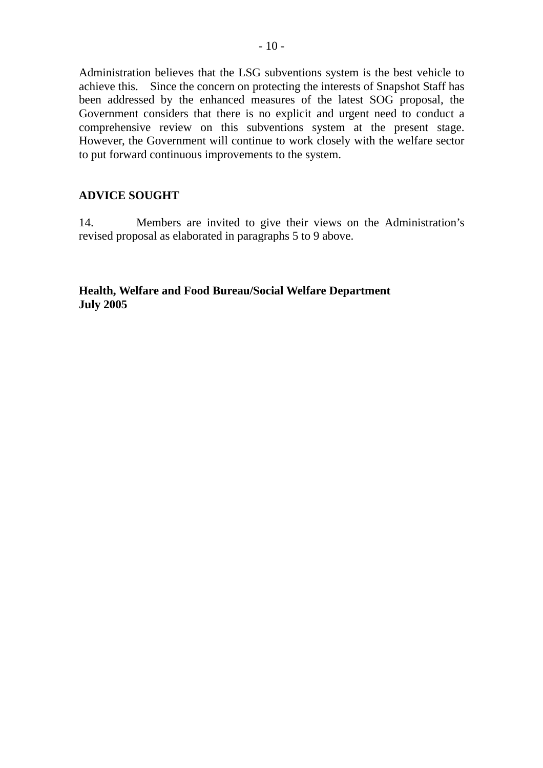Administration believes that the LSG subventions system is the best vehicle to achieve this. Since the concern on protecting the interests of Snapshot Staff has been addressed by the enhanced measures of the latest SOG proposal, the Government considers that there is no explicit and urgent need to conduct a comprehensive review on this subventions system at the present stage. However, the Government will continue to work closely with the welfare sector to put forward continuous improvements to the system.

## ADVICE SOUGHT

14. Members are invited to give their views on the Administration's revised proposal as elaborated in paragraphs 5 to 9 above.

**Health, Welfare and Food Bureau/Social Welfare Department**
**July 2005**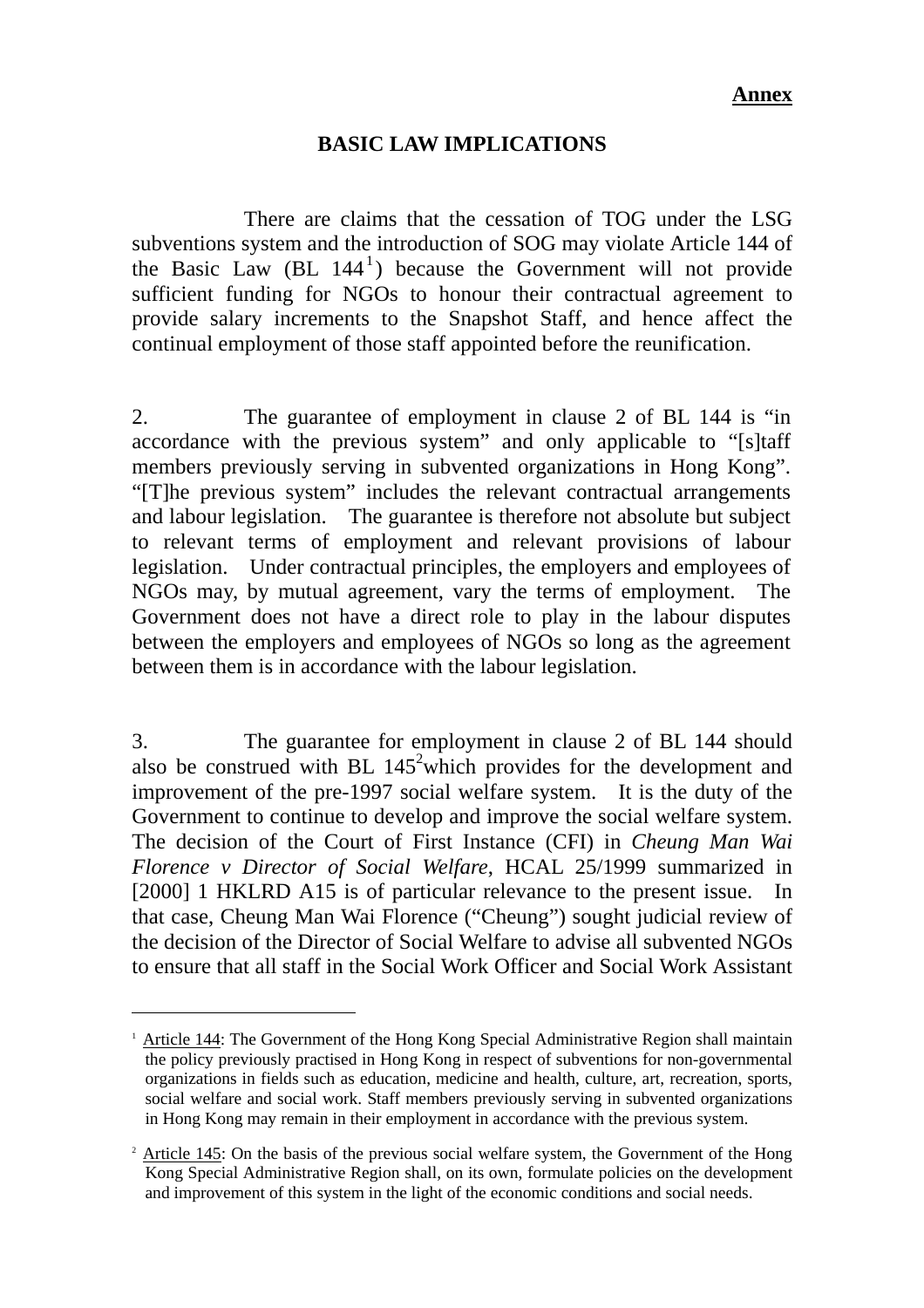**Annex**

**BASIC LAW IMPLICATIONS**

There are claims that the cessation of TOG under the LSG subventions system and the introduction of SOG may violate Article 144 of the Basic Law (BL 144[1]) because the Government will not provide sufficient funding for NGOs to honour their contractual agreement to provide salary increments to the Snapshot Staff, and hence affect the continual employment of those staff appointed before the reunification.

2. The guarantee of employment in clause 2 of BL 144 is "in accordance with the previous system" and only applicable to "[s]taff members previously serving in subvented organizations in Hong Kong". "[T]he previous system" includes the relevant contractual arrangements and labour legislation. The guarantee is therefore not absolute but subject to relevant terms of employment and relevant provisions of labour legislation. Under contractual principles, the employers and employees of NGOs may, by mutual agreement, vary the terms of employment. The Government does not have a direct role to play in the labour disputes between the employers and employees of NGOs so long as the agreement between them is in accordance with the labour legislation.

3. The guarantee for employment in clause 2 of BL 144 should also be construed with BL 145[2] which provides for the development and improvement of the pre-1997 social welfare system. It is the duty of the Government to continue to develop and improve the social welfare system. The decision of the Court of First Instance (CFI) in *Cheung Man Wai Florence v Director of Social Welfare*, HCAL 25/1999 summarized in [2000] 1 HKLRD A15 is of particular relevance to the present issue. In that case, Cheung Man Wai Florence ("Cheung") sought judicial review of the decision of the Director of Social Welfare to advise all subvented NGOs to ensure that all staff in the Social Work Officer and Social Work Assistant

---

[1] Article 144: The Government of the Hong Kong Special Administrative Region shall maintain the policy previously practised in Hong Kong in respect of subventions for non-governmental organizations in fields such as education, medicine and health, culture, art, recreation, sports, social welfare and social work. Staff members previously serving in subvented organizations in Hong Kong may remain in their employment in accordance with the previous system.

[2] Article 145: On the basis of the previous social welfare system, the Government of the Hong Kong Special Administrative Region shall, on its own, formulate policies on the development and improvement of this system in the light of the economic conditions and social needs.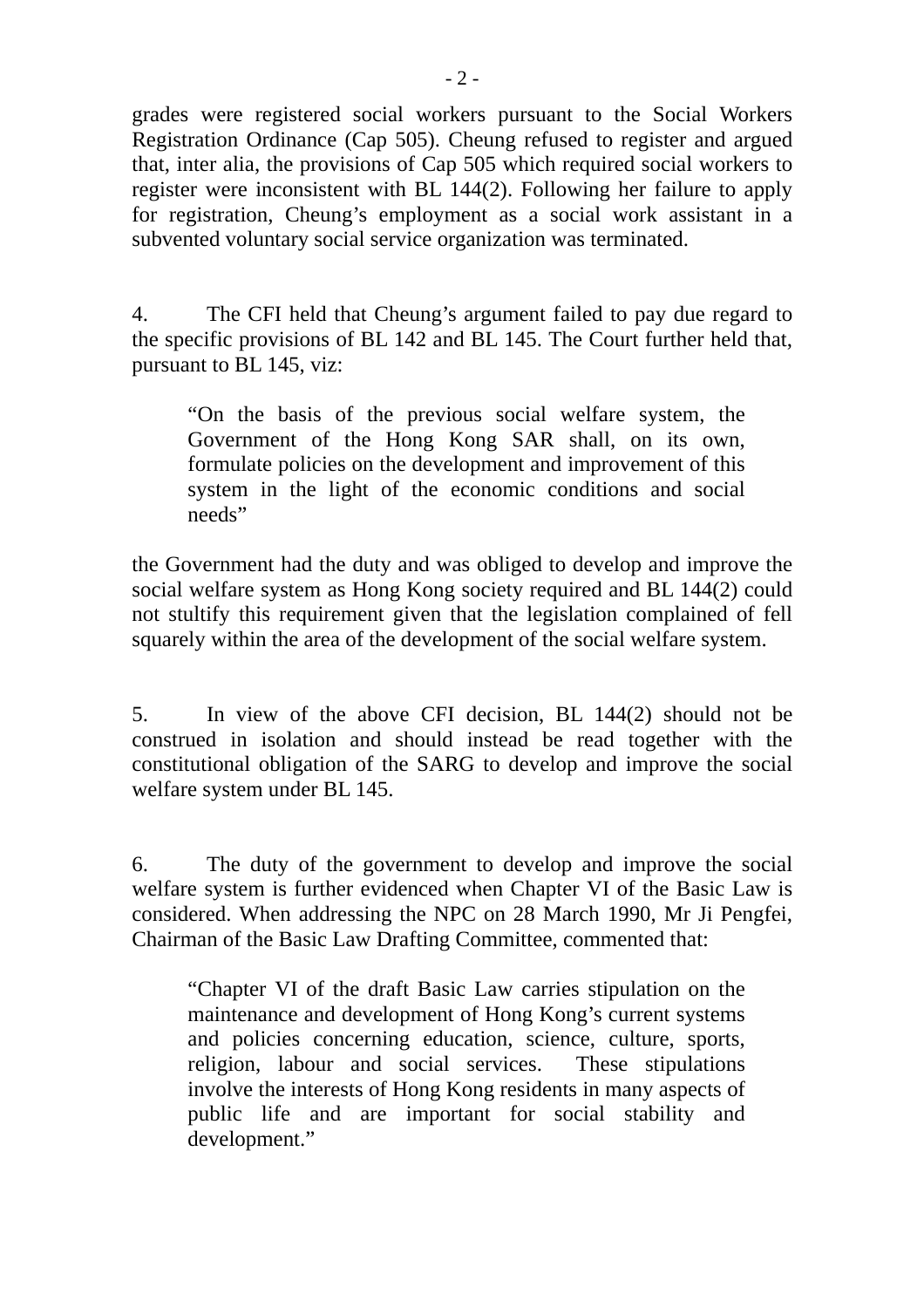grades were registered social workers pursuant to the Social Workers Registration Ordinance (Cap 505). Cheung refused to register and argued that, inter alia, the provisions of Cap 505 which required social workers to register were inconsistent with BL 144(2). Following her failure to apply for registration, Cheung's employment as a social work assistant in a subvented voluntary social service organization was terminated.

4. The CFI held that Cheung's argument failed to pay due regard to the specific provisions of BL 142 and BL 145. The Court further held that, pursuant to BL 145, viz:

> "On the basis of the previous social welfare system, the Government of the Hong Kong SAR shall, on its own, formulate policies on the development and improvement of this system in the light of the economic conditions and social needs"

the Government had the duty and was obliged to develop and improve the social welfare system as Hong Kong society required and BL 144(2) could not stultify this requirement given that the legislation complained of fell squarely within the area of the development of the social welfare system.

5. In view of the above CFI decision, BL 144(2) should not be construed in isolation and should instead be read together with the constitutional obligation of the SARG to develop and improve the social welfare system under BL 145.

6. The duty of the government to develop and improve the social welfare system is further evidenced when Chapter VI of the Basic Law is considered. When addressing the NPC on 28 March 1990, Mr Ji Pengfei, Chairman of the Basic Law Drafting Committee, commented that:

> "Chapter VI of the draft Basic Law carries stipulation on the maintenance and development of Hong Kong's current systems and policies concerning education, science, culture, sports, religion, labour and social services. These stipulations involve the interests of Hong Kong residents in many aspects of public life and are important for social stability and development."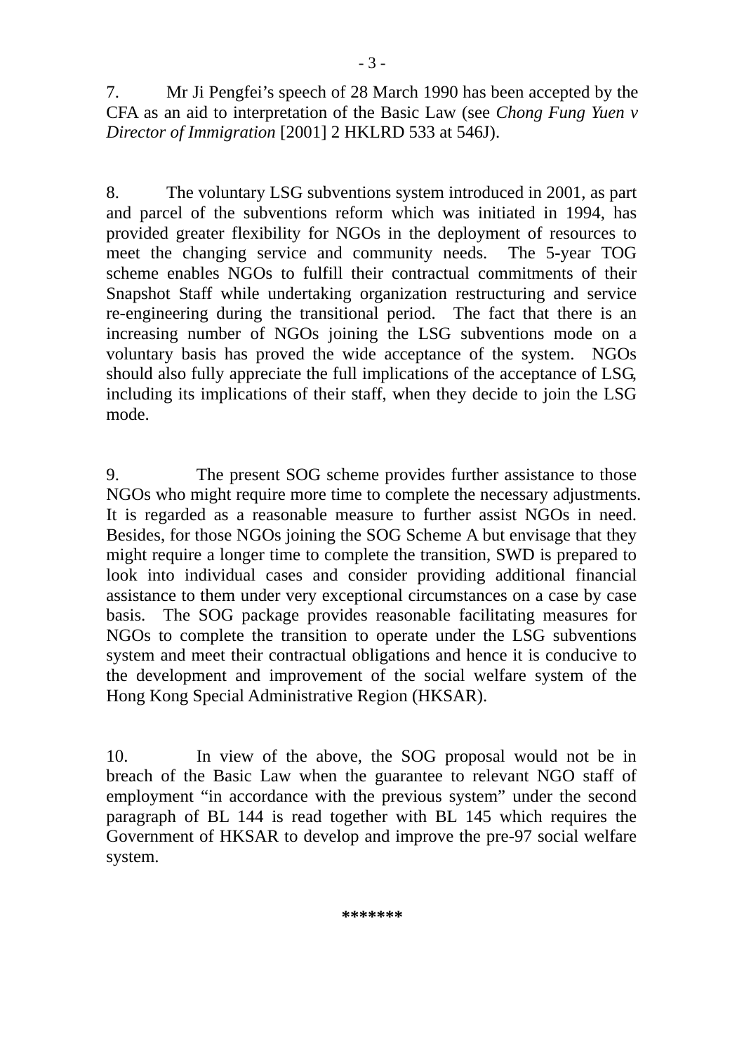7. Mr Ji Pengfei's speech of 28 March 1990 has been accepted by the CFA as an aid to interpretation of the Basic Law (see *Chong Fung Yuen v Director of Immigration* [2001] 2 HKLRD 533 at 546J).

8. The voluntary LSG subventions system introduced in 2001, as part and parcel of the subventions reform which was initiated in 1994, has provided greater flexibility for NGOs in the deployment of resources to meet the changing service and community needs. The 5-year TOG scheme enables NGOs to fulfill their contractual commitments of their Snapshot Staff while undertaking organization restructuring and service re-engineering during the transitional period. The fact that there is an increasing number of NGOs joining the LSG subventions mode on a voluntary basis has proved the wide acceptance of the system. NGOs should also fully appreciate the full implications of the acceptance of LSG, including its implications of their staff, when they decide to join the LSG mode.

9. The present SOG scheme provides further assistance to those NGOs who might require more time to complete the necessary adjustments. It is regarded as a reasonable measure to further assist NGOs in need. Besides, for those NGOs joining the SOG Scheme A but envisage that they might require a longer time to complete the transition, SWD is prepared to look into individual cases and consider providing additional financial assistance to them under very exceptional circumstances on a case by case basis. The SOG package provides reasonable facilitating measures for NGOs to complete the transition to operate under the LSG subventions system and meet their contractual obligations and hence it is conducive to the development and improvement of the social welfare system of the Hong Kong Special Administrative Region (HKSAR).

10. In view of the above, the SOG proposal would not be in breach of the Basic Law when the guarantee to relevant NGO staff of employment "in accordance with the previous system" under the second paragraph of BL 144 is read together with BL 145 which requires the Government of HKSAR to develop and improve the pre-97 social welfare system.

*******